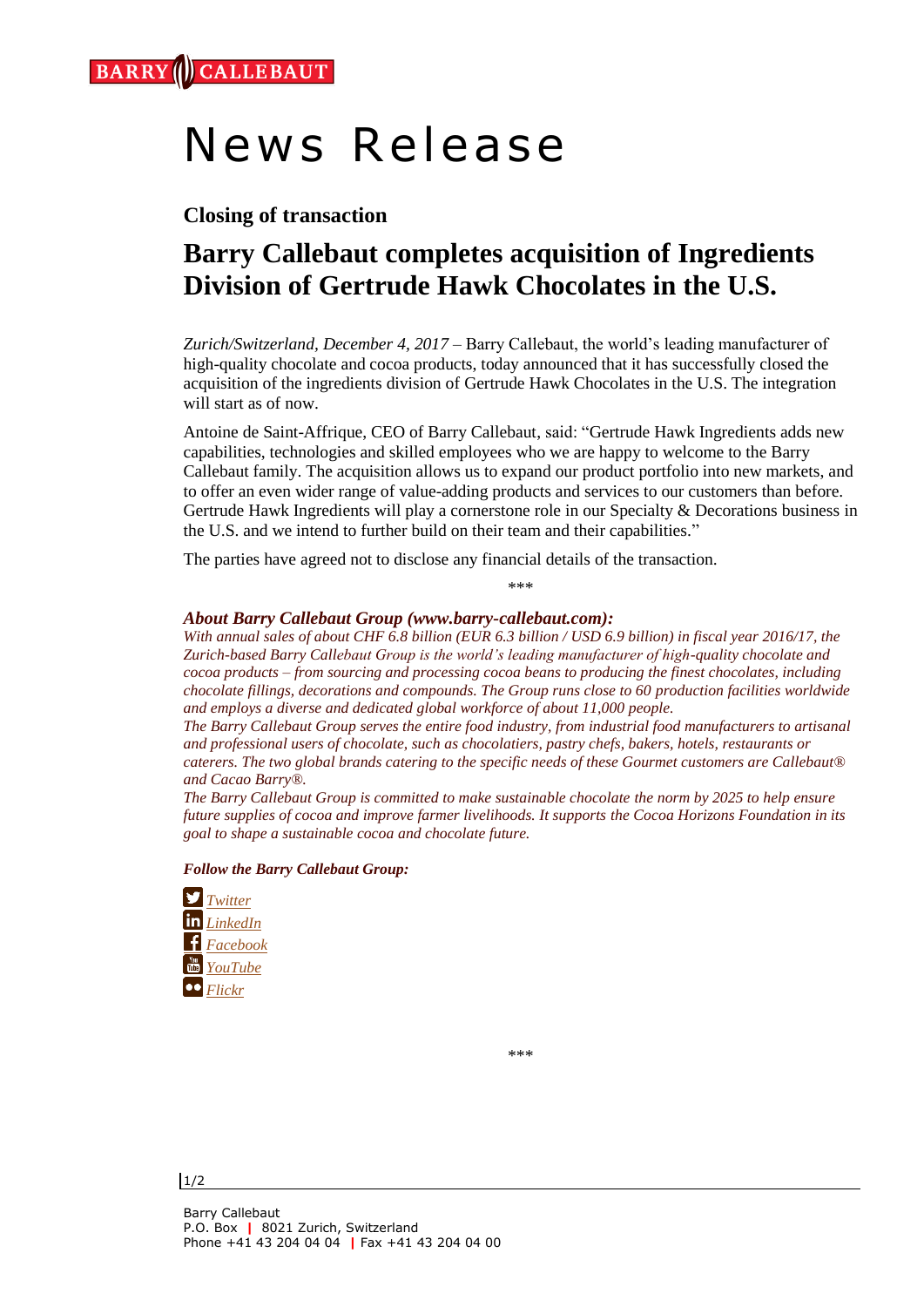BARRY CALLEBAUT

# News Release

### Closing of transaction

## Barry Callebaut completes acquisition of Ingredients Division of Gertrude Hawk Chocolates in the U.S.

*Zurich/Switzerland, December 4, 2017* – Barry Callebaut, the world's leading manufacturer of high-quality chocolate and cocoa products, today announced that it has successfully closed the acquisition of the ingredients division of Gertrude Hawk Chocolates in the U.S. The integration will start as of now.

Antoine de Saint-Affrique, CEO of Barry Callebaut, said: "Gertrude Hawk Ingredients adds new capabilities, technologies and skilled employees who we are happy to welcome to the Barry Callebaut family. The acquisition allows us to expand our product portfolio into new markets, and to offer an even wider range of value-adding products and services to our customers than before. Gertrude Hawk Ingredients will play a cornerstone role in our Specialty & Decorations business in the U.S. and we intend to further build on their team and their capabilities."

The parties have agreed not to disclose any financial details of the transaction.

\*\*\*

***About Barry Callebaut Group (www.barry-callebaut.com):***

*With annual sales of about CHF 6.8 billion (EUR 6.3 billion / USD 6.9 billion) in fiscal year 2016/17, the Zurich-based Barry Callebaut Group is the world's leading manufacturer of high-quality chocolate and cocoa products – from sourcing and processing cocoa beans to producing the finest chocolates, including chocolate fillings, decorations and compounds. The Group runs close to 60 production facilities worldwide and employs a diverse and dedicated global workforce of about 11,000 people.*

*The Barry Callebaut Group serves the entire food industry, from industrial food manufacturers to artisanal and professional users of chocolate, such as chocolatiers, pastry chefs, bakers, hotels, restaurants or caterers. The two global brands catering to the specific needs of these Gourmet customers are Callebaut® and Cacao Barry®.*

*The Barry Callebaut Group is committed to make sustainable chocolate the norm by 2025 to help ensure future supplies of cocoa and improve farmer livelihoods. It supports the Cocoa Horizons Foundation in its goal to shape a sustainable cocoa and chocolate future.*

***Follow the Barry Callebaut Group:***

- *Twitter*
- *LinkedIn*
- *Facebook*
- *YouTube*
- *Flickr*

\*\*\*

Barry Callebaut
P.O. Box | 8021 Zurich, Switzerland
Phone +41 43 204 04 04 | Fax +41 43 204 04 00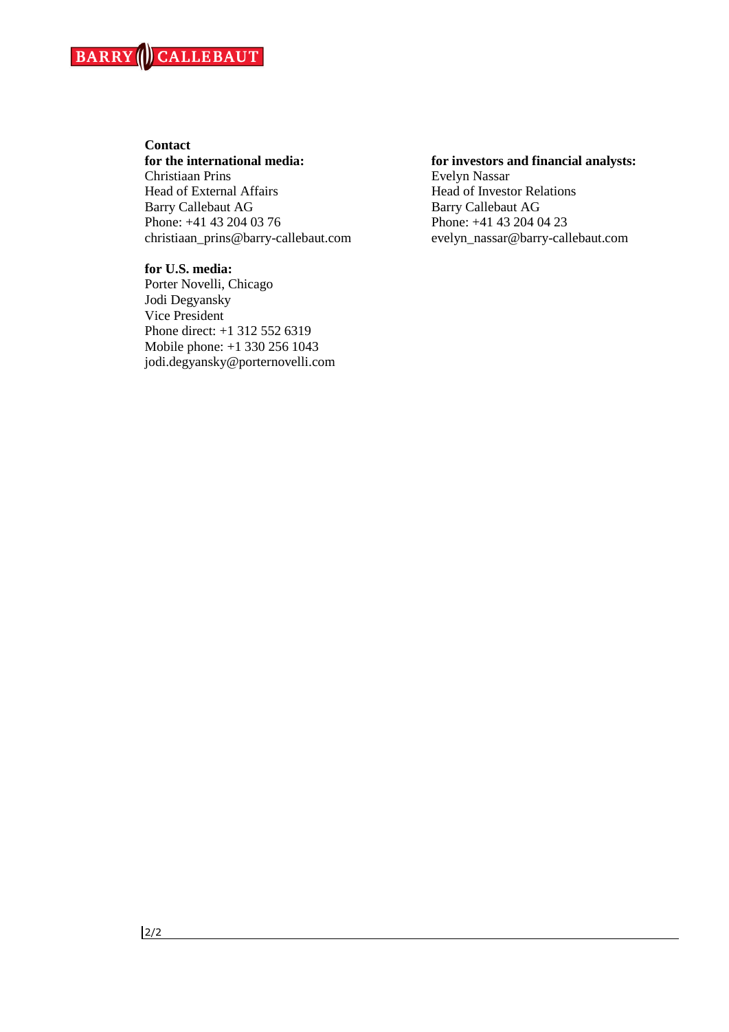**Contact**

**for the international media:**
Christiaan Prins
Head of External Affairs
Barry Callebaut AG
Phone: +41 43 204 03 76
christiaan_prins@barry-callebaut.com

**for U.S. media:**
Porter Novelli, Chicago
Jodi Degyansky
Vice President
Phone direct: +1 312 552 6319
Mobile phone: +1 330 256 1043
jodi.degyansky@porternovelli.com

**for investors and financial analysts:**
Evelyn Nassar
Head of Investor Relations
Barry Callebaut AG
Phone: +41 43 204 04 23
evelyn_nassar@barry-callebaut.com